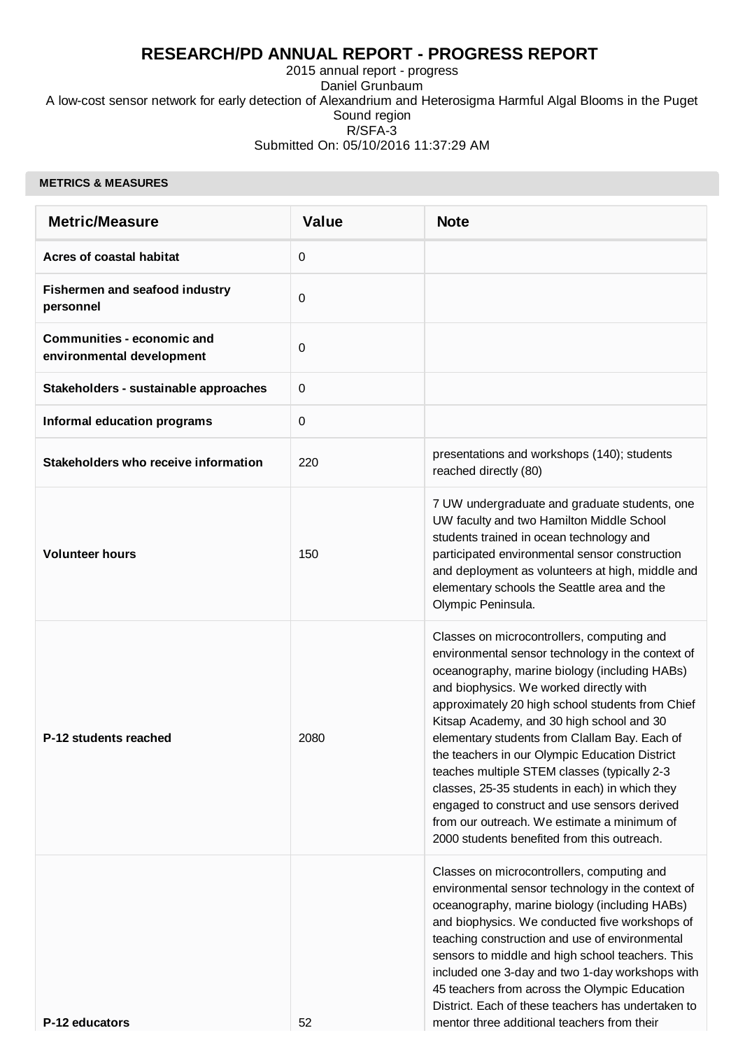# RESEARCH/PD ANNUAL REPORT - PROGRESS REPORT

2015 annual report - progress
Daniel Grunbaum
A low-cost sensor network for early detection of Alexandrium and Heterosigma Harmful Algal Blooms in the Puget Sound region
R/SFA-3
Submitted On: 05/10/2016 11:37:29 AM

## METRICS & MEASURES

| Metric/Measure | Value | Note |
|---|---|---|
| **Acres of coastal habitat** | 0 | |
| **Fishermen and seafood industry personnel** | 0 | |
| **Communities - economic and environmental development** | 0 | |
| **Stakeholders - sustainable approaches** | 0 | |
| **Informal education programs** | 0 | |
| **Stakeholders who receive information** | 220 | presentations and workshops (140); students reached directly (80) |
| **Volunteer hours** | 150 | 7 UW undergraduate and graduate students, one UW faculty and two Hamilton Middle School students trained in ocean technology and participated environmental sensor construction and deployment as volunteers at high, middle and elementary schools the Seattle area and the Olympic Peninsula. |
| **P-12 students reached** | 2080 | Classes on microcontrollers, computing and environmental sensor technology in the context of oceanography, marine biology (including HABs) and biophysics. We worked directly with approximately 20 high school students from Chief Kitsap Academy, and 30 high school and 30 elementary students from Clallam Bay. Each of the teachers in our Olympic Education District teaches multiple STEM classes (typically 2-3 classes, 25-35 students in each) in which they engaged to construct and use sensors derived from our outreach. We estimate a minimum of 2000 students benefited from this outreach. |
| **P-12 educators** | 52 | Classes on microcontrollers, computing and environmental sensor technology in the context of oceanography, marine biology (including HABs) and biophysics. We conducted five workshops of teaching construction and use of environmental sensors to middle and high school teachers. This included one 3-day and two 1-day workshops with 45 teachers from across the Olympic Education District. Each of these teachers has undertaken to mentor three additional teachers from their |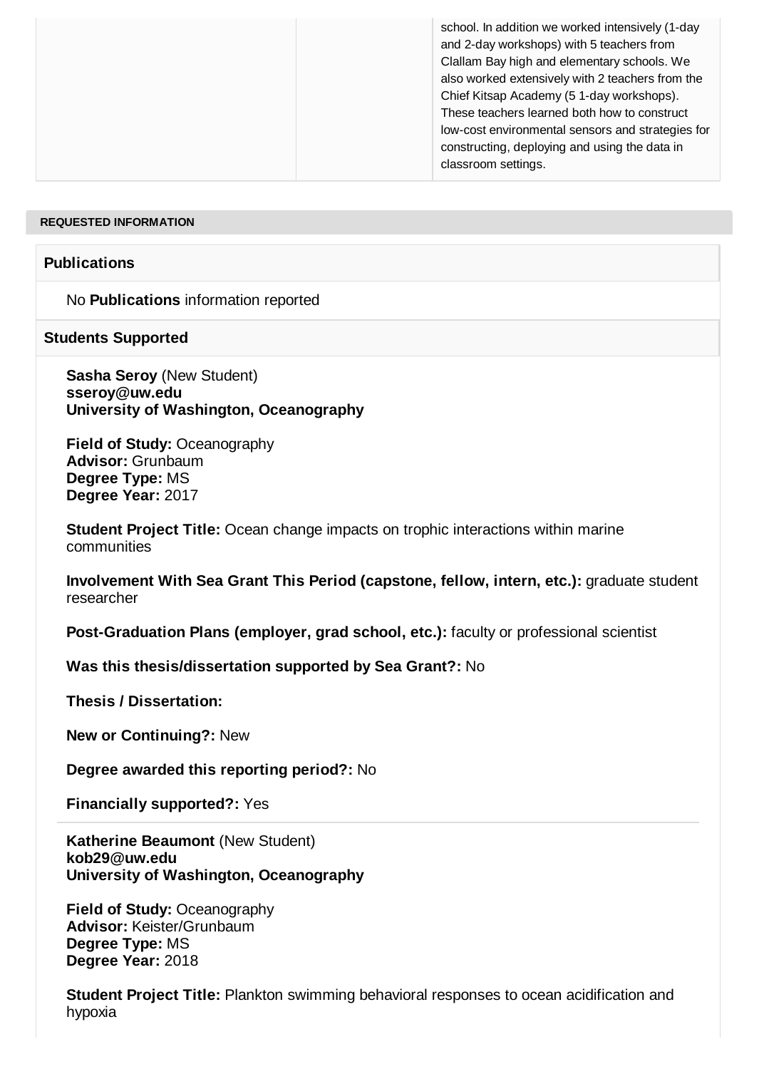| | | school. In addition we worked intensively (1-day and 2-day workshops) with 5 teachers from Clallam Bay high and elementary schools. We also worked extensively with 2 teachers from the Chief Kitsap Academy (5 1-day workshops). These teachers learned both how to construct low-cost environmental sensors and strategies for constructing, deploying and using the data in classroom settings. |
|---|---|---|

## REQUESTED INFORMATION

### Publications

No **Publications** information reported

### Students Supported

**Sasha Seroy** (New Student)
**sseroy@uw.edu**
**University of Washington, Oceanography**

**Field of Study:** Oceanography
**Advisor:** Grunbaum
**Degree Type:** MS
**Degree Year:** 2017

**Student Project Title:** Ocean change impacts on trophic interactions within marine communities

**Involvement With Sea Grant This Period (capstone, fellow, intern, etc.):** graduate student researcher

**Post-Graduation Plans (employer, grad school, etc.):** faculty or professional scientist

**Was this thesis/dissertation supported by Sea Grant?:** No

**Thesis / Dissertation:**

**New or Continuing?:** New

**Degree awarded this reporting period?:** No

**Financially supported?:** Yes

---

**Katherine Beaumont** (New Student)
**kob29@uw.edu**
**University of Washington, Oceanography**

**Field of Study:** Oceanography
**Advisor:** Keister/Grunbaum
**Degree Type:** MS
**Degree Year:** 2018

**Student Project Title:** Plankton swimming behavioral responses to ocean acidification and hypoxia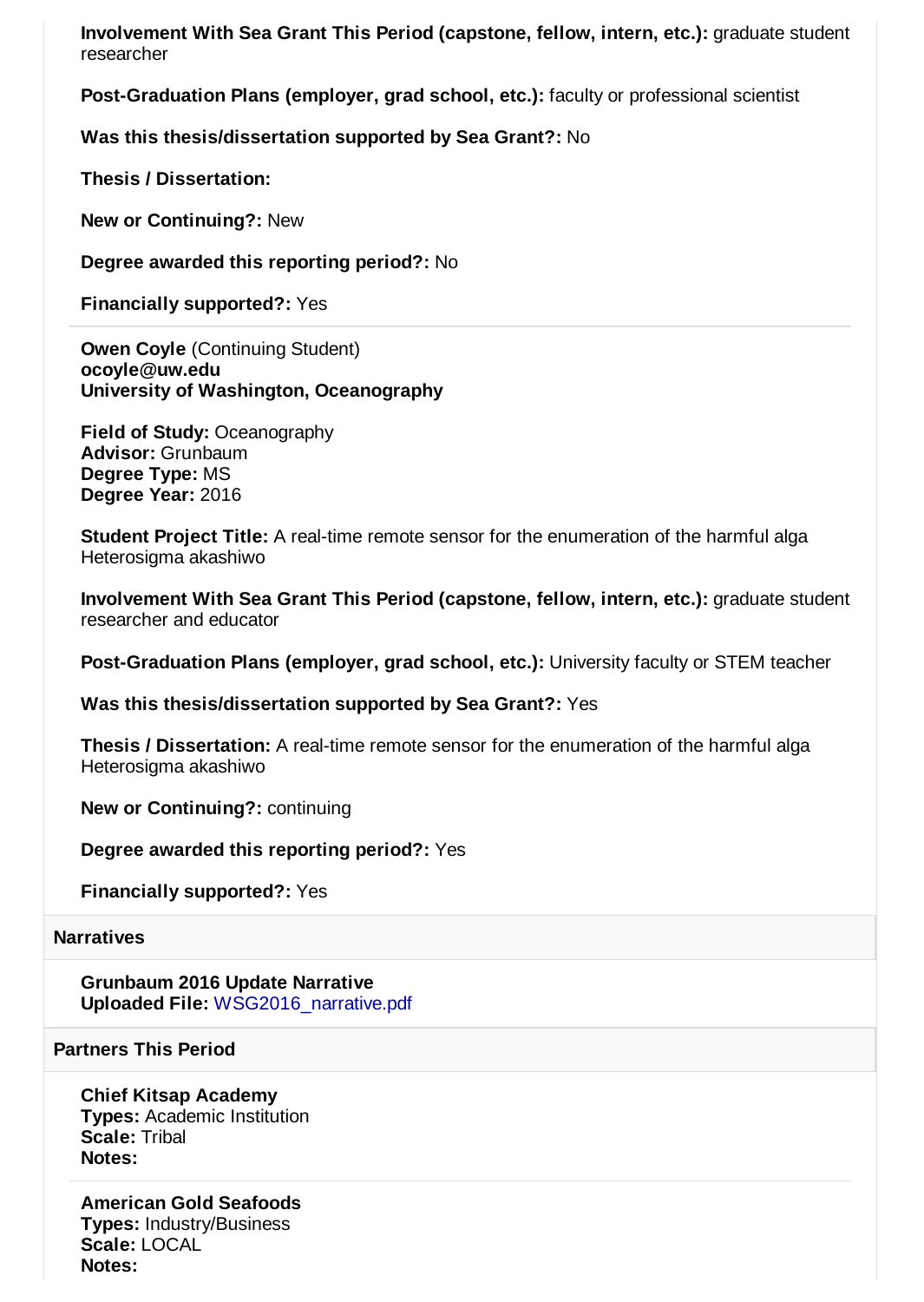**Involvement With Sea Grant This Period (capstone, fellow, intern, etc.):** graduate student researcher

**Post-Graduation Plans (employer, grad school, etc.):** faculty or professional scientist

**Was this thesis/dissertation supported by Sea Grant?:** No

**Thesis / Dissertation:**

**New or Continuing?:** New

**Degree awarded this reporting period?:** No

**Financially supported?:** Yes

---

**Owen Coyle** (Continuing Student)
**ocoyle@uw.edu**
**University of Washington, Oceanography**

**Field of Study:** Oceanography
**Advisor:** Grunbaum
**Degree Type:** MS
**Degree Year:** 2016

**Student Project Title:** A real-time remote sensor for the enumeration of the harmful alga Heterosigma akashiwo

**Involvement With Sea Grant This Period (capstone, fellow, intern, etc.):** graduate student researcher and educator

**Post-Graduation Plans (employer, grad school, etc.):** University faculty or STEM teacher

**Was this thesis/dissertation supported by Sea Grant?:** Yes

**Thesis / Dissertation:** A real-time remote sensor for the enumeration of the harmful alga Heterosigma akashiwo

**New or Continuing?:** continuing

**Degree awarded this reporting period?:** Yes

**Financially supported?:** Yes

## Narratives

**Grunbaum 2016 Update Narrative**
**Uploaded File:** WSG2016_narrative.pdf

## Partners This Period

**Chief Kitsap Academy**
**Types:** Academic Institution
**Scale:** Tribal
**Notes:**

---

**American Gold Seafoods**
**Types:** Industry/Business
**Scale:** LOCAL
**Notes:**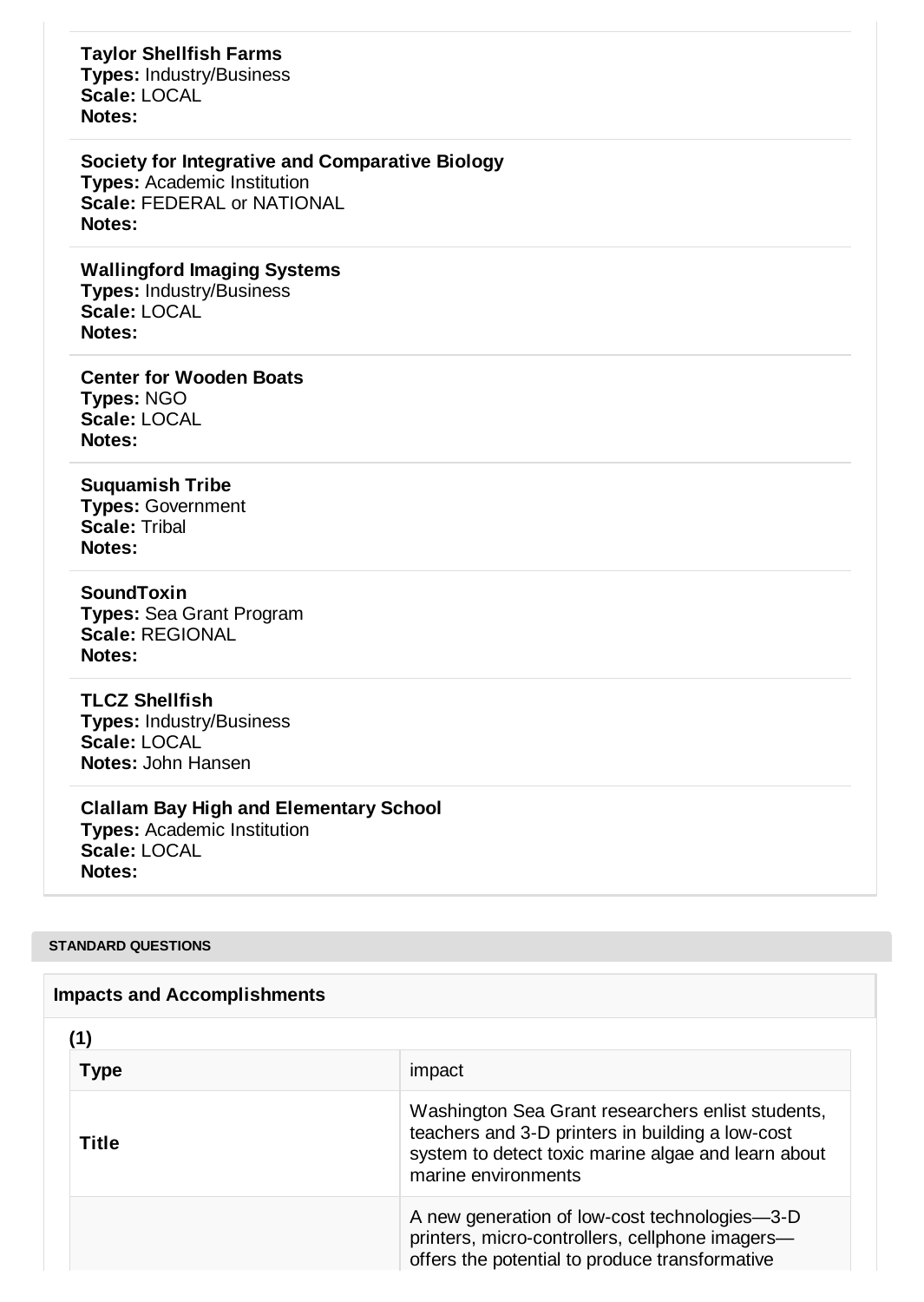**Taylor Shellfish Farms**
**Types:** Industry/Business
**Scale:** LOCAL
**Notes:**

**Society for Integrative and Comparative Biology**
**Types:** Academic Institution
**Scale:** FEDERAL or NATIONAL
**Notes:**

**Wallingford Imaging Systems**
**Types:** Industry/Business
**Scale:** LOCAL
**Notes:**

**Center for Wooden Boats**
**Types:** NGO
**Scale:** LOCAL
**Notes:**

**Suquamish Tribe**
**Types:** Government
**Scale:** Tribal
**Notes:**

**SoundToxin**
**Types:** Sea Grant Program
**Scale:** REGIONAL
**Notes:**

**TLCZ Shellfish**
**Types:** Industry/Business
**Scale:** LOCAL
**Notes:** John Hansen

**Clallam Bay High and Elementary School**
**Types:** Academic Institution
**Scale:** LOCAL
**Notes:**

## STANDARD QUESTIONS

### Impacts and Accomplishments

**(1)**

| Type | impact |
|---|---|
| Title | Washington Sea Grant researchers enlist students, teachers and 3-D printers in building a low-cost system to detect toxic marine algae and learn about marine environments |
| | A new generation of low-cost technologies—3-D printers, micro-controllers, cellphone imagers—offers the potential to produce transformative |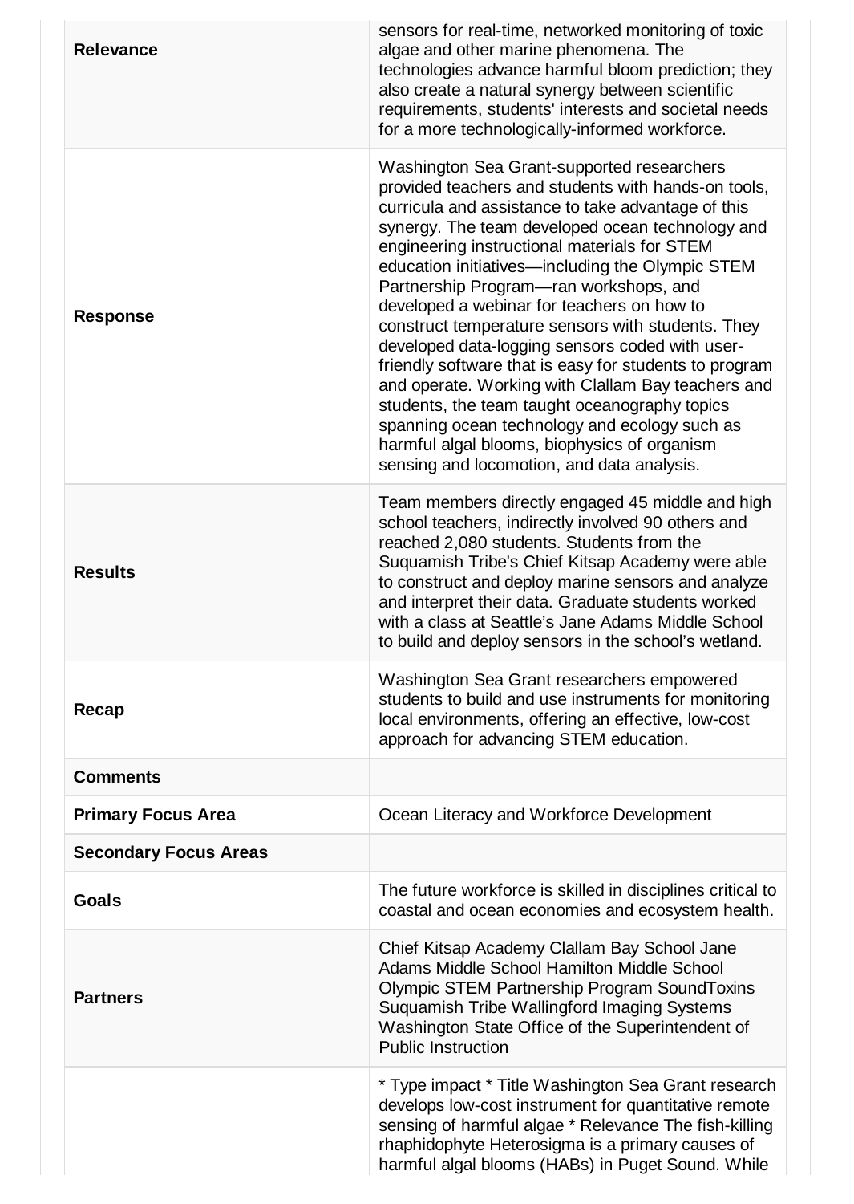| | |
|---|---|
| **Relevance** | sensors for real-time, networked monitoring of toxic algae and other marine phenomena. The technologies advance harmful bloom prediction; they also create a natural synergy between scientific requirements, students' interests and societal needs for a more technologically-informed workforce. |
| **Response** | Washington Sea Grant-supported researchers provided teachers and students with hands-on tools, curricula and assistance to take advantage of this synergy. The team developed ocean technology and engineering instructional materials for STEM education initiatives—including the Olympic STEM Partnership Program—ran workshops, and developed a webinar for teachers on how to construct temperature sensors with students. They developed data-logging sensors coded with user-friendly software that is easy for students to program and operate. Working with Clallam Bay teachers and students, the team taught oceanography topics spanning ocean technology and ecology such as harmful algal blooms, biophysics of organism sensing and locomotion, and data analysis. |
| **Results** | Team members directly engaged 45 middle and high school teachers, indirectly involved 90 others and reached 2,080 students. Students from the Suquamish Tribe's Chief Kitsap Academy were able to construct and deploy marine sensors and analyze and interpret their data. Graduate students worked with a class at Seattle's Jane Adams Middle School to build and deploy sensors in the school's wetland. |
| **Recap** | Washington Sea Grant researchers empowered students to build and use instruments for monitoring local environments, offering an effective, low-cost approach for advancing STEM education. |
| **Comments** | |
| **Primary Focus Area** | Ocean Literacy and Workforce Development |
| **Secondary Focus Areas** | |
| **Goals** | The future workforce is skilled in disciplines critical to coastal and ocean economies and ecosystem health. |
| **Partners** | Chief Kitsap Academy Clallam Bay School Jane Adams Middle School Hamilton Middle School Olympic STEM Partnership Program SoundToxins Suquamish Tribe Wallingford Imaging Systems Washington State Office of the Superintendent of Public Instruction |
| | * Type impact * Title Washington Sea Grant research develops low-cost instrument for quantitative remote sensing of harmful algae * Relevance The fish-killing rhaphidophyte Heterosigma is a primary causes of harmful algal blooms (HABs) in Puget Sound. While |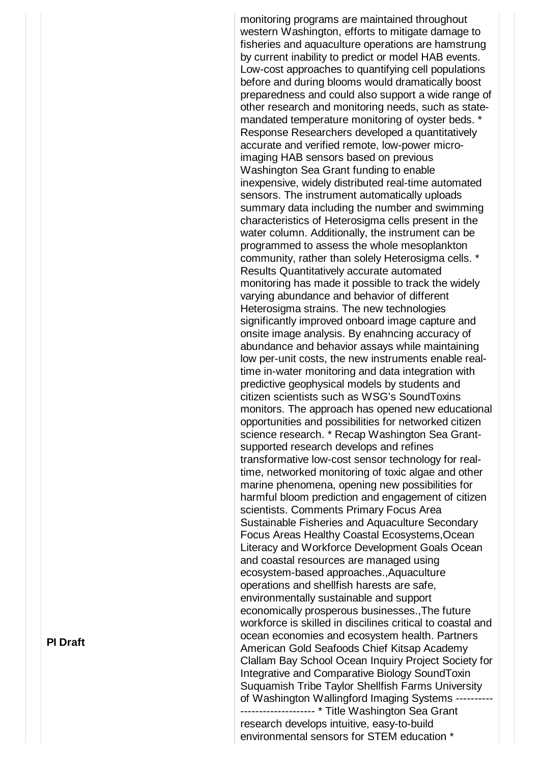| | |
|---|---|
| PI Draft | monitoring programs are maintained throughout western Washington, efforts to mitigate damage to fisheries and aquaculture operations are hamstrung by current inability to predict or model HAB events. Low-cost approaches to quantifying cell populations before and during blooms would dramatically boost preparedness and could also support a wide range of other research and monitoring needs, such as state-mandated temperature monitoring of oyster beds. * Response Researchers developed a quantitatively accurate and verified remote, low-power micro-imaging HAB sensors based on previous Washington Sea Grant funding to enable inexpensive, widely distributed real-time automated sensors. The instrument automatically uploads summary data including the number and swimming characteristics of Heterosigma cells present in the water column. Additionally, the instrument can be programmed to assess the whole mesoplankton community, rather than solely Heterosigma cells. * Results Quantitatively accurate automated monitoring has made it possible to track the widely varying abundance and behavior of different Heterosigma strains. The new technologies significantly improved onboard image capture and onsite image analysis. By enahncing accuracy of abundance and behavior assays while maintaining low per-unit costs, the new instruments enable real-time in-water monitoring and data integration with predictive geophysical models by students and citizen scientists such as WSG's SoundToxins monitors. The approach has opened new educational opportunities and possibilities for networked citizen science research. * Recap Washington Sea Grant-supported research develops and refines transformative low-cost sensor technology for real-time, networked monitoring of toxic algae and other marine phenomena, opening new possibilities for harmful bloom prediction and engagement of citizen scientists. Comments Primary Focus Area Sustainable Fisheries and Aquaculture Secondary Focus Areas Healthy Coastal Ecosystems,Ocean Literacy and Workforce Development Goals Ocean and coastal resources are managed using ecosystem-based approaches.,Aquaculture operations and shellfish harests are safe, environmentally sustainable and support economically prosperous businesses.,The future workforce is skilled in discilines critical to coastal and ocean economies and ecosystem health. Partners American Gold Seafoods Chief Kitsap Academy Clallam Bay School Ocean Inquiry Project Society for Integrative and Comparative Biology SoundToxin Suquamish Tribe Taylor Shellfish Farms University of Washington Wallingford Imaging Systems ------------------------------ * Title Washington Sea Grant research develops intuitive, easy-to-build environmental sensors for STEM education * |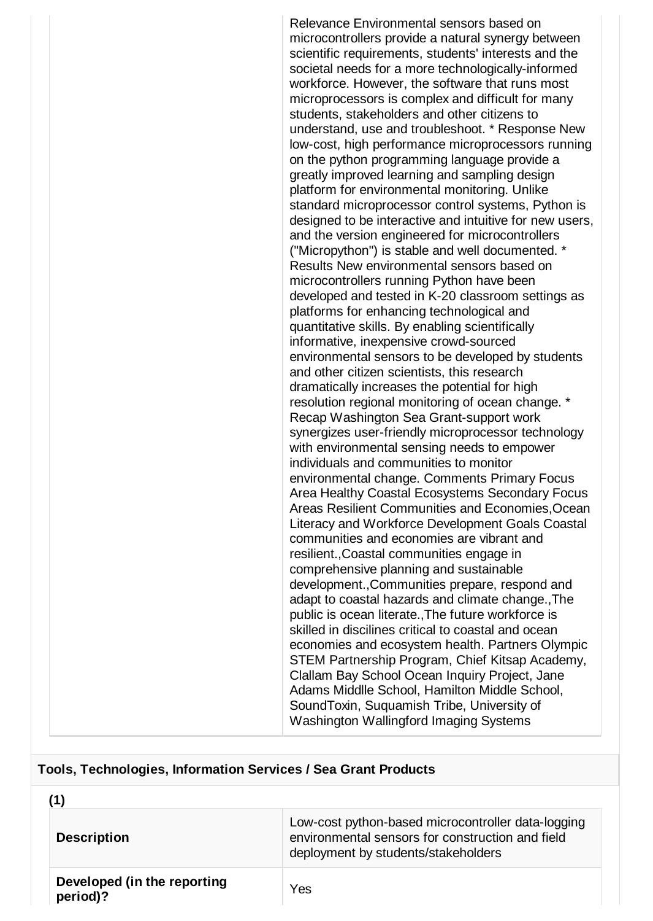| | |
|---|---|
| | Relevance Environmental sensors based on microcontrollers provide a natural synergy between scientific requirements, students' interests and the societal needs for a more technologically-informed workforce. However, the software that runs most microprocessors is complex and difficult for many students, stakeholders and other citizens to understand, use and troubleshoot. * Response New low-cost, high performance microprocessors running on the python programming language provide a greatly improved learning and sampling design platform for environmental monitoring. Unlike standard microprocessor control systems, Python is designed to be interactive and intuitive for new users, and the version engineered for microcontrollers ("Micropython") is stable and well documented. * Results New environmental sensors based on microcontrollers running Python have been developed and tested in K-20 classroom settings as platforms for enhancing technological and quantitative skills. By enabling scientifically informative, inexpensive crowd-sourced environmental sensors to be developed by students and other citizen scientists, this research dramatically increases the potential for high resolution regional monitoring of ocean change. * Recap Washington Sea Grant-support work synergizes user-friendly microprocessor technology with environmental sensing needs to empower individuals and communities to monitor environmental change. Comments Primary Focus Area Healthy Coastal Ecosystems Secondary Focus Areas Resilient Communities and Economies,Ocean Literacy and Workforce Development Goals Coastal communities and economies are vibrant and resilient.,Coastal communities engage in comprehensive planning and sustainable development.,Communities prepare, respond and adapt to coastal hazards and climate change.,The public is ocean literate.,The future workforce is skilled in discilines critical to coastal and ocean economies and ecosystem health. Partners Olympic STEM Partnership Program, Chief Kitsap Academy, Clallam Bay School Ocean Inquiry Project, Jane Adams Middlle School, Hamilton Middle School, SoundToxin, Suquamish Tribe, University of Washington Wallingford Imaging Systems |

## Tools, Technologies, Information Services / Sea Grant Products

**(1)**

| | |
|---|---|
| **Description** | Low-cost python-based microcontroller data-logging environmental sensors for construction and field deployment by students/stakeholders |
| **Developed (in the reporting period)?** | Yes |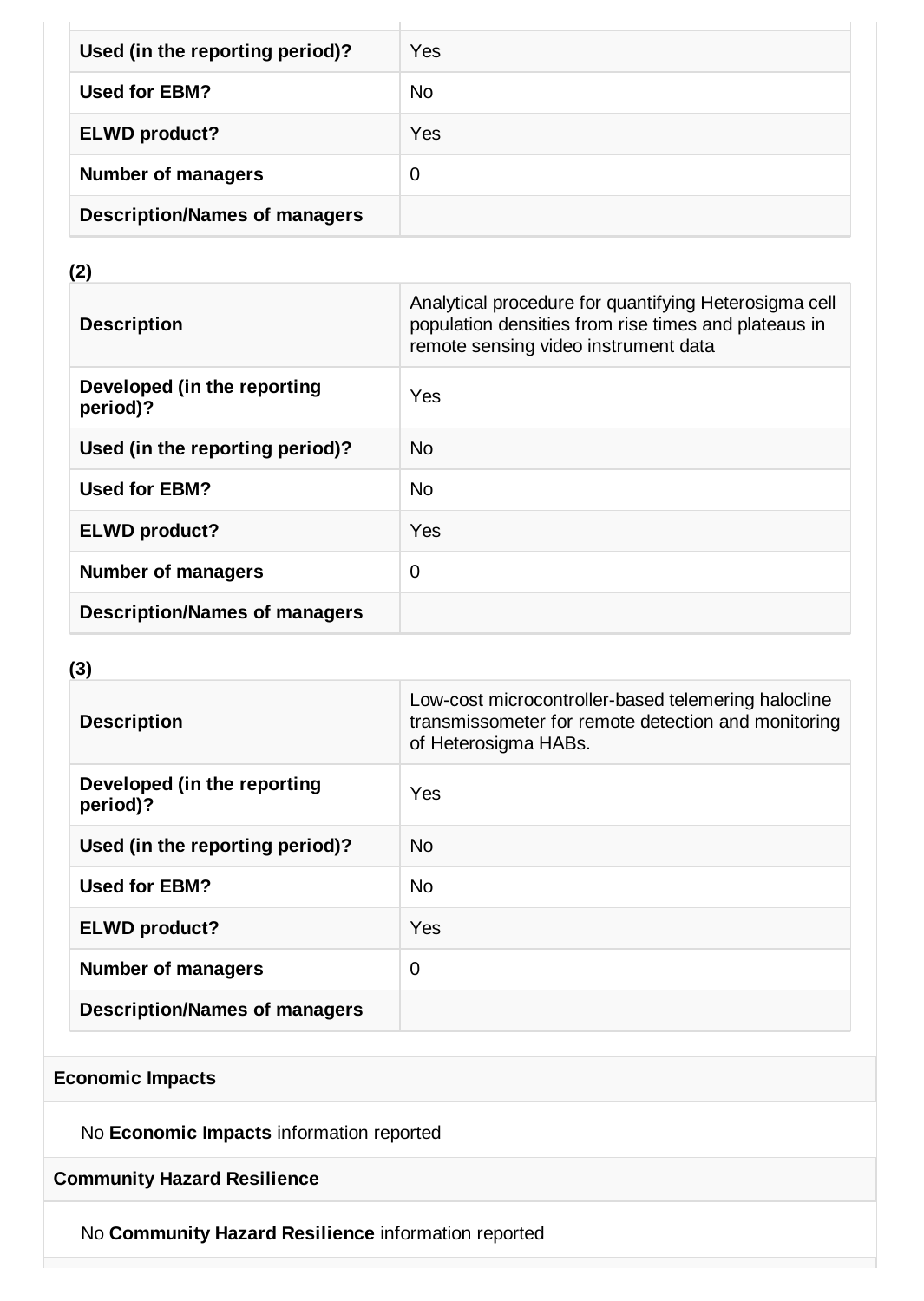| | |
|---|---|
| **Used (in the reporting period)?** | Yes |
| **Used for EBM?** | No |
| **ELWD product?** | Yes |
| **Number of managers** | 0 |
| **Description/Names of managers** | |

**(2)**

| | |
|---|---|
| **Description** | Analytical procedure for quantifying Heterosigma cell population densities from rise times and plateaus in remote sensing video instrument data |
| **Developed (in the reporting period)?** | Yes |
| **Used (in the reporting period)?** | No |
| **Used for EBM?** | No |
| **ELWD product?** | Yes |
| **Number of managers** | 0 |
| **Description/Names of managers** | |

**(3)**

| | |
|---|---|
| **Description** | Low-cost microcontroller-based telemering halocline transmissometer for remote detection and monitoring of Heterosigma HABs. |
| **Developed (in the reporting period)?** | Yes |
| **Used (in the reporting period)?** | No |
| **Used for EBM?** | No |
| **ELWD product?** | Yes |
| **Number of managers** | 0 |
| **Description/Names of managers** | |

**Economic Impacts**

No **Economic Impacts** information reported

**Community Hazard Resilience**

No **Community Hazard Resilience** information reported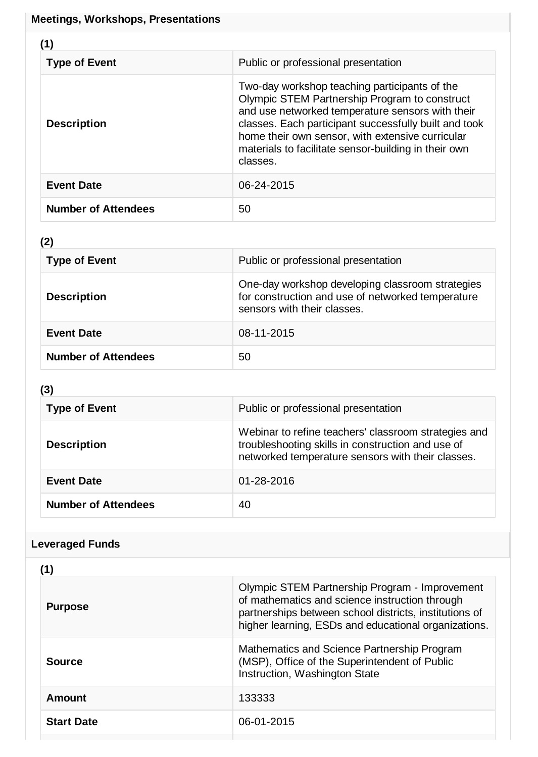## Meetings, Workshops, Presentations

**(1)**

| | |
|---|---|
| **Type of Event** | Public or professional presentation |
| **Description** | Two-day workshop teaching participants of the Olympic STEM Partnership Program to construct and use networked temperature sensors with their classes. Each participant successfully built and took home their own sensor, with extensive curricular materials to facilitate sensor-building in their own classes. |
| **Event Date** | 06-24-2015 |
| **Number of Attendees** | 50 |

**(2)**

| | |
|---|---|
| **Type of Event** | Public or professional presentation |
| **Description** | One-day workshop developing classroom strategies for construction and use of networked temperature sensors with their classes. |
| **Event Date** | 08-11-2015 |
| **Number of Attendees** | 50 |

**(3)**

| | |
|---|---|
| **Type of Event** | Public or professional presentation |
| **Description** | Webinar to refine teachers' classroom strategies and troubleshooting skills in construction and use of networked temperature sensors with their classes. |
| **Event Date** | 01-28-2016 |
| **Number of Attendees** | 40 |

## Leveraged Funds

**(1)**

| | |
|---|---|
| **Purpose** | Olympic STEM Partnership Program - Improvement of mathematics and science instruction through partnerships between school districts, institutions of higher learning, ESDs and educational organizations. |
| **Source** | Mathematics and Science Partnership Program (MSP), Office of the Superintendent of Public Instruction, Washington State |
| **Amount** | 133333 |
| **Start Date** | 06-01-2015 |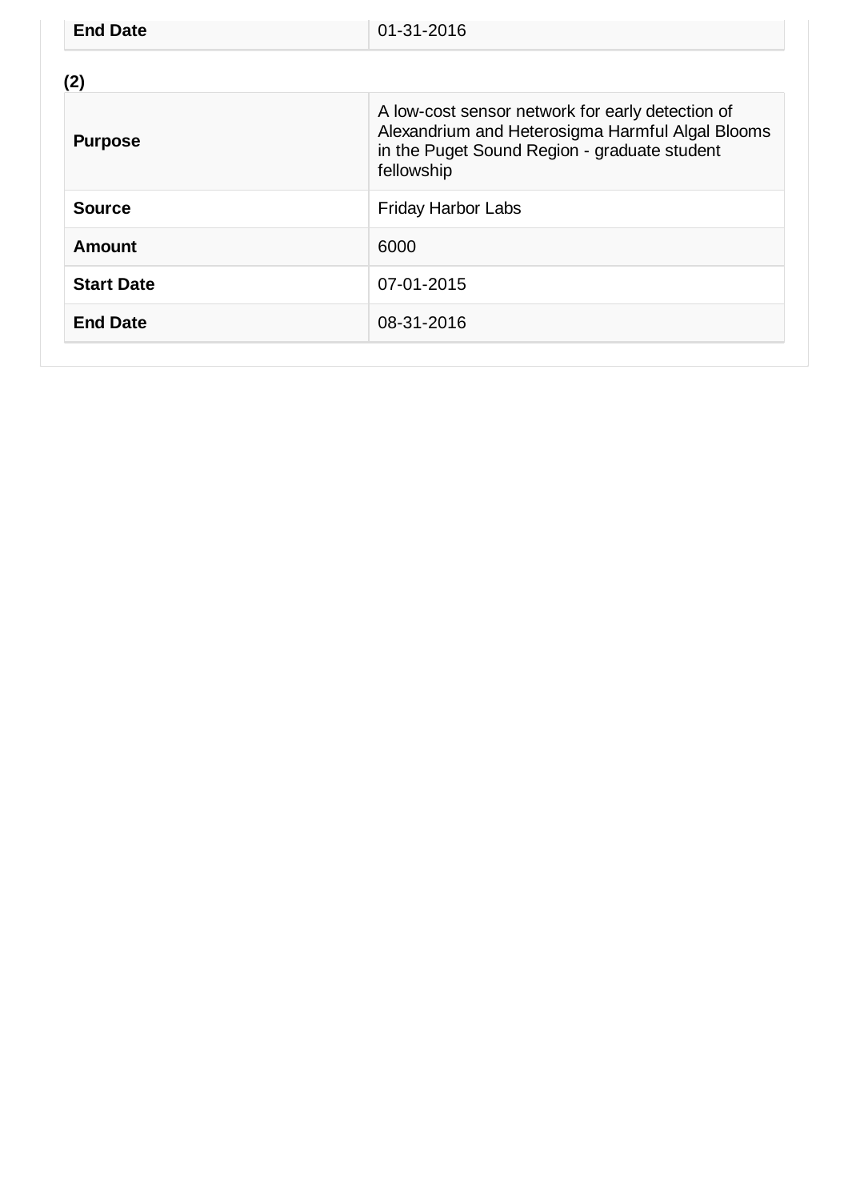| **End Date** | 01-31-2016 |
| --- | --- |

**(2)**

| **Purpose** | A low-cost sensor network for early detection of Alexandrium and Heterosigma Harmful Algal Blooms in the Puget Sound Region - graduate student fellowship |
| --- | --- |
| **Source** | Friday Harbor Labs |
| **Amount** | 6000 |
| **Start Date** | 07-01-2015 |
| **End Date** | 08-31-2016 |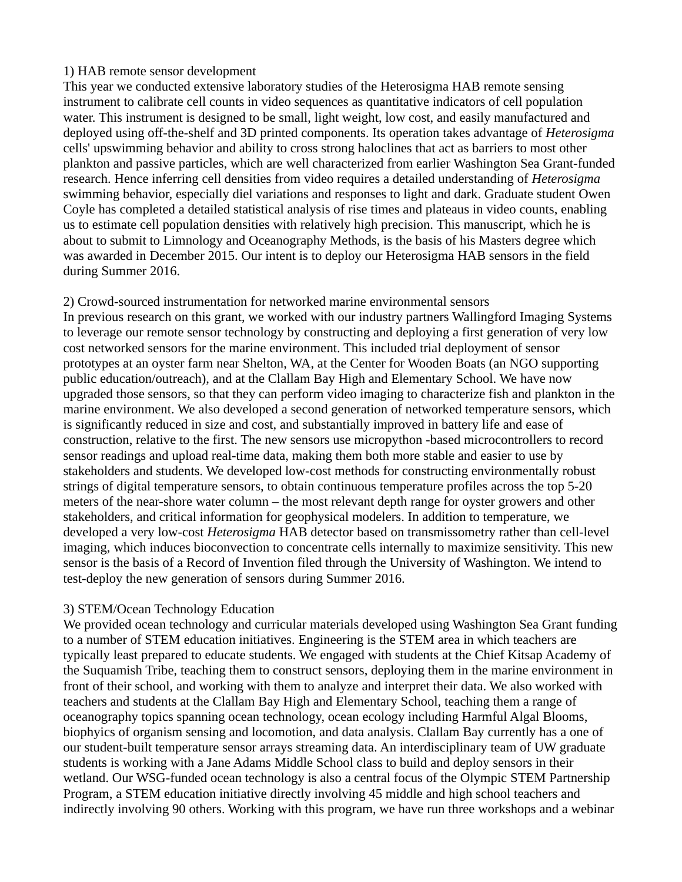1) HAB remote sensor development

This year we conducted extensive laboratory studies of the Heterosigma HAB remote sensing instrument to calibrate cell counts in video sequences as quantitative indicators of cell population water. This instrument is designed to be small, light weight, low cost, and easily manufactured and deployed using off-the-shelf and 3D printed components. Its operation takes advantage of *Heterosigma* cells' upswimming behavior and ability to cross strong haloclines that act as barriers to most other plankton and passive particles, which are well characterized from earlier Washington Sea Grant-funded research. Hence inferring cell densities from video requires a detailed understanding of *Heterosigma* swimming behavior, especially diel variations and responses to light and dark. Graduate student Owen Coyle has completed a detailed statistical analysis of rise times and plateaus in video counts, enabling us to estimate cell population densities with relatively high precision. This manuscript, which he is about to submit to Limnology and Oceanography Methods, is the basis of his Masters degree which was awarded in December 2015. Our intent is to deploy our Heterosigma HAB sensors in the field during Summer 2016.

2) Crowd-sourced instrumentation for networked marine environmental sensors

In previous research on this grant, we worked with our industry partners Wallingford Imaging Systems to leverage our remote sensor technology by constructing and deploying a first generation of very low cost networked sensors for the marine environment. This included trial deployment of sensor prototypes at an oyster farm near Shelton, WA, at the Center for Wooden Boats (an NGO supporting public education/outreach), and at the Clallam Bay High and Elementary School. We have now upgraded those sensors, so that they can perform video imaging to characterize fish and plankton in the marine environment. We also developed a second generation of networked temperature sensors, which is significantly reduced in size and cost, and substantially improved in battery life and ease of construction, relative to the first. The new sensors use micropython -based microcontrollers to record sensor readings and upload real-time data, making them both more stable and easier to use by stakeholders and students. We developed low-cost methods for constructing environmentally robust strings of digital temperature sensors, to obtain continuous temperature profiles across the top 5-20 meters of the near-shore water column – the most relevant depth range for oyster growers and other stakeholders, and critical information for geophysical modelers. In addition to temperature, we developed a very low-cost *Heterosigma* HAB detector based on transmissometry rather than cell-level imaging, which induces bioconvection to concentrate cells internally to maximize sensitivity. This new sensor is the basis of a Record of Invention filed through the University of Washington. We intend to test-deploy the new generation of sensors during Summer 2016.

3) STEM/Ocean Technology Education

We provided ocean technology and curricular materials developed using Washington Sea Grant funding to a number of STEM education initiatives. Engineering is the STEM area in which teachers are typically least prepared to educate students. We engaged with students at the Chief Kitsap Academy of the Suquamish Tribe, teaching them to construct sensors, deploying them in the marine environment in front of their school, and working with them to analyze and interpret their data. We also worked with teachers and students at the Clallam Bay High and Elementary School, teaching them a range of oceanography topics spanning ocean technology, ocean ecology including Harmful Algal Blooms, biophyics of organism sensing and locomotion, and data analysis. Clallam Bay currently has a one of our student-built temperature sensor arrays streaming data. An interdisciplinary team of UW graduate students is working with a Jane Adams Middle School class to build and deploy sensors in their wetland. Our WSG-funded ocean technology is also a central focus of the Olympic STEM Partnership Program, a STEM education initiative directly involving 45 middle and high school teachers and indirectly involving 90 others. Working with this program, we have run three workshops and a webinar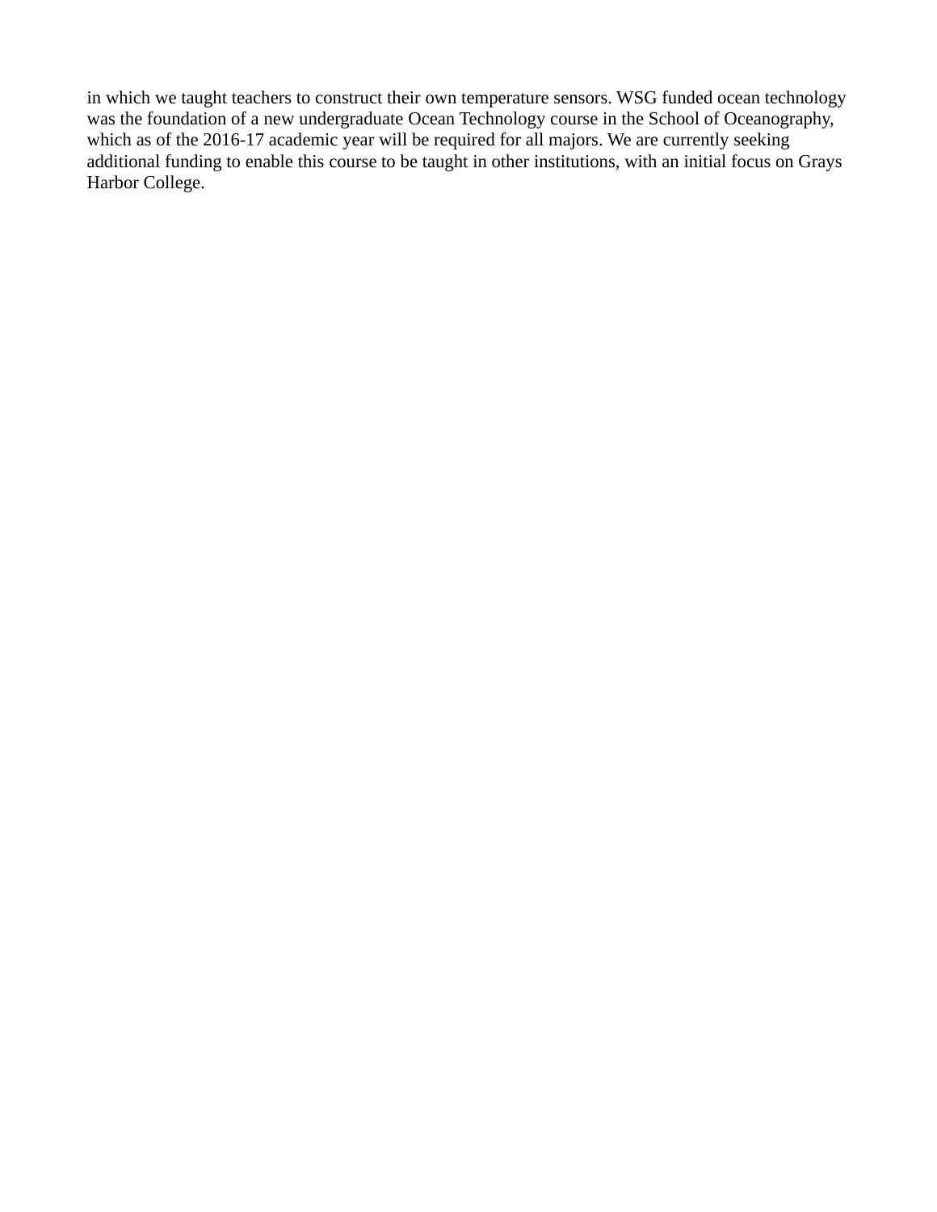in which we taught teachers to construct their own temperature sensors. WSG funded ocean technology was the foundation of a new undergraduate Ocean Technology course in the School of Oceanography, which as of the 2016-17 academic year will be required for all majors. We are currently seeking additional funding to enable this course to be taught in other institutions, with an initial focus on Grays Harbor College.